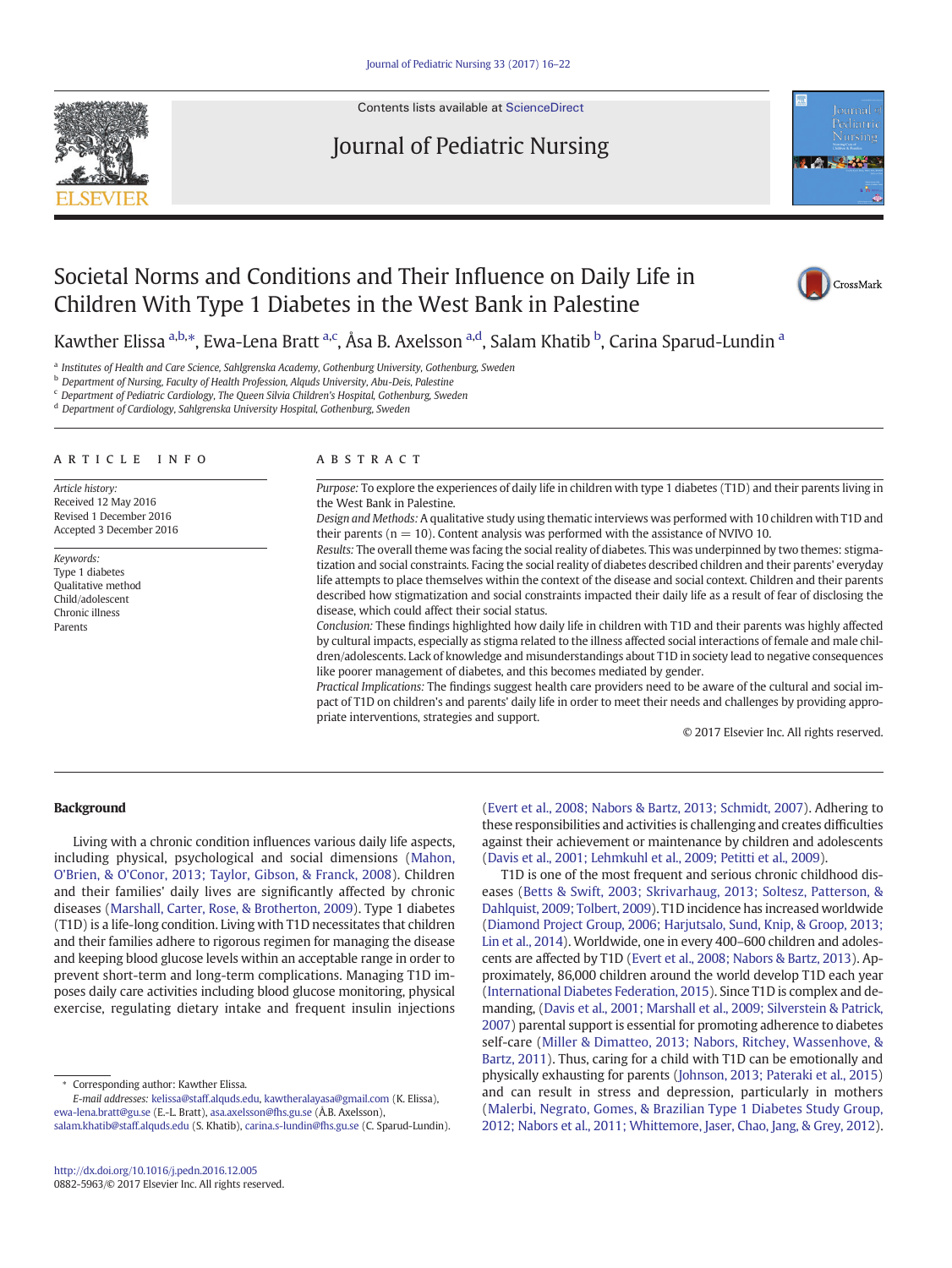# Societal Norms and Conditions and Their Influence on Daily Life in Children With Type 1 Diabetes in the West Bank in Palestine

Kawther Elissa[a,b,*], Ewa-Lena Bratt[a,c], Åsa B. Axelsson[a,d], Salam Khatib[b], Carina Sparud-Lundin[a]

[a] Institutes of Health and Care Science, Sahlgrenska Academy, Gothenburg University, Gothenburg, Sweden
[b] Department of Nursing, Faculty of Health Profession, Alquds University, Abu-Deis, Palestine
[c] Department of Pediatric Cardiology, The Queen Silvia Children's Hospital, Gothenburg, Sweden
[d] Department of Cardiology, Sahlgrenska University Hospital, Gothenburg, Sweden

## Article Info

*Article history:*
Received 12 May 2016
Revised 1 December 2016
Accepted 3 December 2016

*Keywords:*
Type 1 diabetes
Qualitative method
Child/adolescent
Chronic illness
Parents

## Abstract

*Purpose:* To explore the experiences of daily life in children with type 1 diabetes (T1D) and their parents living in the West Bank in Palestine.

*Design and Methods:* A qualitative study using thematic interviews was performed with 10 children with T1D and their parents (n = 10). Content analysis was performed with the assistance of NVIVO 10.

*Results:* The overall theme was facing the social reality of diabetes. This was underpinned by two themes: stigmatization and social constraints. Facing the social reality of diabetes described children and their parents' everyday life attempts to place themselves within the context of the disease and social context. Children and their parents described how stigmatization and social constraints impacted their daily life as a result of fear of disclosing the disease, which could affect their social status.

*Conclusion:* These findings highlighted how daily life in children with T1D and their parents was highly affected by cultural impacts, especially as stigma related to the illness affected social interactions of female and male children/adolescents. Lack of knowledge and misunderstandings about T1D in society lead to negative consequences like poorer management of diabetes, and this becomes mediated by gender.

*Practical Implications:* The findings suggest health care providers need to be aware of the cultural and social impact of T1D on children's and parents' daily life in order to meet their needs and challenges by providing appropriate interventions, strategies and support.

© 2017 Elsevier Inc. All rights reserved.

## Background

Living with a chronic condition influences various daily life aspects, including physical, psychological and social dimensions (Mahon, O'Brien, & O'Conor, 2013; Taylor, Gibson, & Franck, 2008). Children and their families' daily lives are significantly affected by chronic diseases (Marshall, Carter, Rose, & Brotherton, 2009). Type 1 diabetes (T1D) is a life-long condition. Living with T1D necessitates that children and their families adhere to rigorous regimen for managing the disease and keeping blood glucose levels within an acceptable range in order to prevent short-term and long-term complications. Managing T1D imposes daily care activities including blood glucose monitoring, physical exercise, regulating dietary intake and frequent insulin injections (Evert et al., 2008; Nabors & Bartz, 2013; Schmidt, 2007). Adhering to these responsibilities and activities is challenging and creates difficulties against their achievement or maintenance by children and adolescents (Davis et al., 2001; Lehmkuhl et al., 2009; Petitti et al., 2009).

T1D is one of the most frequent and serious chronic childhood diseases (Betts & Swift, 2003; Skrivarhaug, 2013; Soltesz, Patterson, & Dahlquist, 2009; Tolbert, 2009). T1D incidence has increased worldwide (Diamond Project Group, 2006; Harjutsalo, Sund, Knip, & Groop, 2013; Lin et al., 2014). Worldwide, one in every 400–600 children and adolescents are affected by T1D (Evert et al., 2008; Nabors & Bartz, 2013). Approximately, 86,000 children around the world develop T1D each year (International Diabetes Federation, 2015). Since T1D is complex and demanding, (Davis et al., 2001; Marshall et al., 2009; Silverstein & Patrick, 2007) parental support is essential for promoting adherence to diabetes self-care (Miller & Dimatteo, 2013; Nabors, Ritchey, Wassenhove, & Bartz, 2011). Thus, caring for a child with T1D can be emotionally and physically exhausting for parents (Johnson, 2013; Pateraki et al., 2015) and can result in stress and depression, particularly in mothers (Malerbi, Negrato, Gomes, & Brazilian Type 1 Diabetes Study Group, 2012; Nabors et al., 2011; Whittemore, Jaser, Chao, Jang, & Grey, 2012).

* Corresponding author: Kawther Elissa.
E-mail addresses: kelissa@staff.alquds.edu, kawtheralayasa@gmail.com (K. Elissa), ewa-lena.bratt@gu.se (E.-L. Bratt), asa.axelsson@fhs.gu.se (Å.B. Axelsson), salam.khatib@staff.alquds.edu (S. Khatib), carina.s-lundin@fhs.gu.se (C. Sparud-Lundin).

http://dx.doi.org/10.1016/j.pedn.2016.12.005
0882-5963/© 2017 Elsevier Inc. All rights reserved.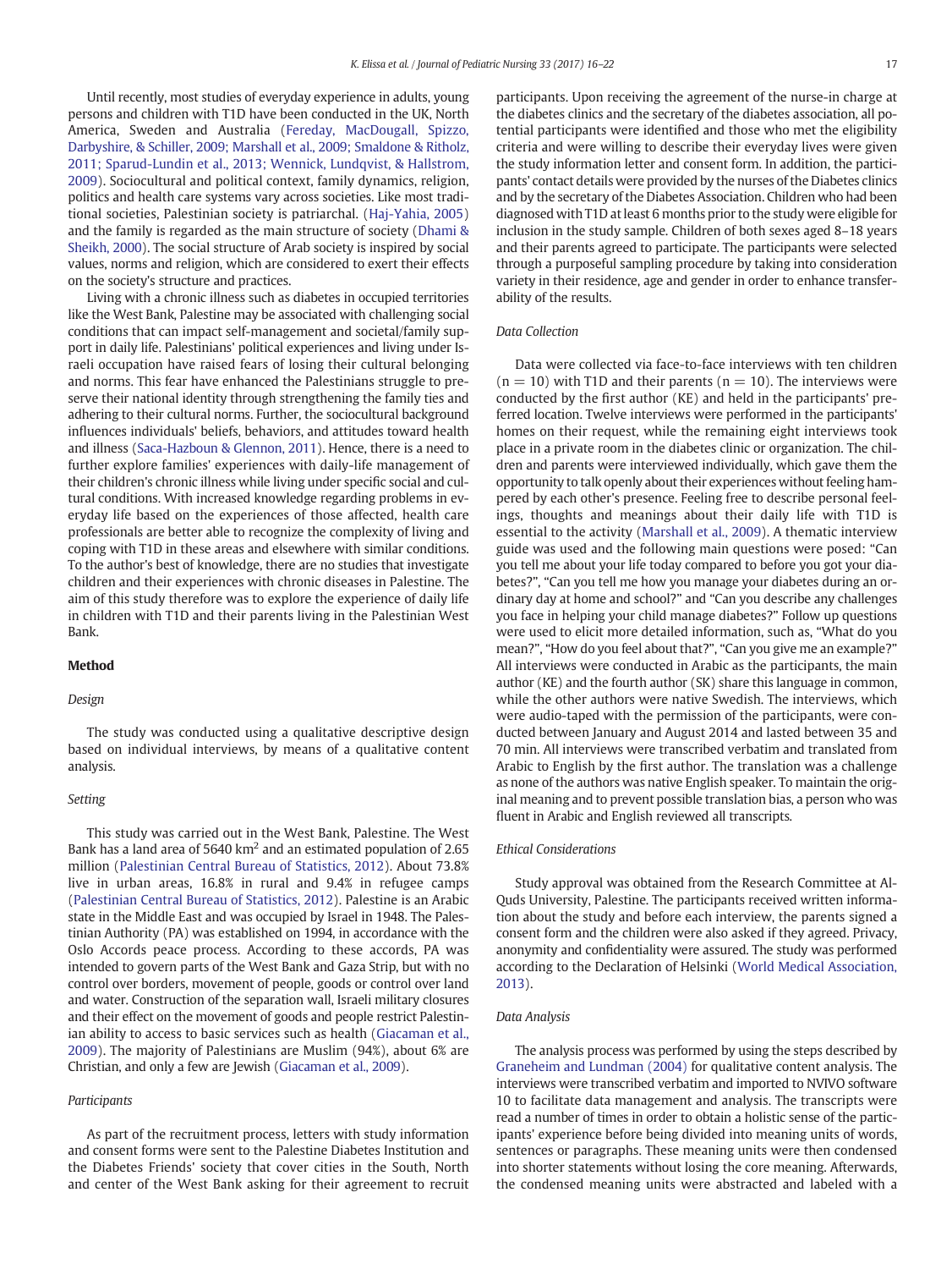Until recently, most studies of everyday experience in adults, young persons and children with T1D have been conducted in the UK, North America, Sweden and Australia (Fereday, MacDougall, Spizzo, Darbyshire, & Schiller, 2009; Marshall et al., 2009; Smaldone & Ritholz, 2011; Sparud-Lundin et al., 2013; Wennick, Lundqvist, & Hallstrom, 2009). Sociocultural and political context, family dynamics, religion, politics and health care systems vary across societies. Like most traditional societies, Palestinian society is patriarchal. (Haj-Yahia, 2005) and the family is regarded as the main structure of society (Dhami & Sheikh, 2000). The social structure of Arab society is inspired by social values, norms and religion, which are considered to exert their effects on the society's structure and practices.

Living with a chronic illness such as diabetes in occupied territories like the West Bank, Palestine may be associated with challenging social conditions that can impact self-management and societal/family support in daily life. Palestinians' political experiences and living under Israeli occupation have raised fears of losing their cultural belonging and norms. This fear have enhanced the Palestinians struggle to preserve their national identity through strengthening the family ties and adhering to their cultural norms. Further, the sociocultural background influences individuals' beliefs, behaviors, and attitudes toward health and illness (Saca-Hazboun & Glennon, 2011). Hence, there is a need to further explore families' experiences with daily-life management of their children's chronic illness while living under specific social and cultural conditions. With increased knowledge regarding problems in everyday life based on the experiences of those affected, health care professionals are better able to recognize the complexity of living and coping with T1D in these areas and elsewhere with similar conditions. To the author's best of knowledge, there are no studies that investigate children and their experiences with chronic diseases in Palestine. The aim of this study therefore was to explore the experience of daily life in children with T1D and their parents living in the Palestinian West Bank.

## Method

### *Design*

The study was conducted using a qualitative descriptive design based on individual interviews, by means of a qualitative content analysis.

### *Setting*

This study was carried out in the West Bank, Palestine. The West Bank has a land area of 5640 km$^2$ and an estimated population of 2.65 million (Palestinian Central Bureau of Statistics, 2012). About 73.8% live in urban areas, 16.8% in rural and 9.4% in refugee camps (Palestinian Central Bureau of Statistics, 2012). Palestine is an Arabic state in the Middle East and was occupied by Israel in 1948. The Palestinian Authority (PA) was established on 1994, in accordance with the Oslo Accords peace process. According to these accords, PA was intended to govern parts of the West Bank and Gaza Strip, but with no control over borders, movement of people, goods or control over land and water. Construction of the separation wall, Israeli military closures and their effect on the movement of goods and people restrict Palestinian ability to access to basic services such as health (Giacaman et al., 2009). The majority of Palestinians are Muslim (94%), about 6% are Christian, and only a few are Jewish (Giacaman et al., 2009).

### *Participants*

As part of the recruitment process, letters with study information and consent forms were sent to the Palestine Diabetes Institution and the Diabetes Friends' society that cover cities in the South, North and center of the West Bank asking for their agreement to recruit participants. Upon receiving the agreement of the nurse-in charge at the diabetes clinics and the secretary of the diabetes association, all potential participants were identified and those who met the eligibility criteria and were willing to describe their everyday lives were given the study information letter and consent form. In addition, the participants' contact details were provided by the nurses of the Diabetes clinics and by the secretary of the Diabetes Association. Children who had been diagnosed with T1D at least 6 months prior to the study were eligible for inclusion in the study sample. Children of both sexes aged 8–18 years and their parents agreed to participate. The participants were selected through a purposeful sampling procedure by taking into consideration variety in their residence, age and gender in order to enhance transferability of the results.

### *Data Collection*

Data were collected via face-to-face interviews with ten children ($n = 10$) with T1D and their parents ($n = 10$). The interviews were conducted by the first author (KE) and held in the participants' preferred location. Twelve interviews were performed in the participants' homes on their request, while the remaining eight interviews took place in a private room in the diabetes clinic or organization. The children and parents were interviewed individually, which gave them the opportunity to talk openly about their experiences without feeling hampered by each other's presence. Feeling free to describe personal feelings, thoughts and meanings about their daily life with T1D is essential to the activity (Marshall et al., 2009). A thematic interview guide was used and the following main questions were posed: "Can you tell me about your life today compared to before you got your diabetes?", "Can you tell me how you manage your diabetes during an ordinary day at home and school?" and "Can you describe any challenges you face in helping your child manage diabetes?" Follow up questions were used to elicit more detailed information, such as, "What do you mean?", "How do you feel about that?", "Can you give me an example?" All interviews were conducted in Arabic as the participants, the main author (KE) and the fourth author (SK) share this language in common, while the other authors were native Swedish. The interviews, which were audio-taped with the permission of the participants, were conducted between January and August 2014 and lasted between 35 and 70 min. All interviews were transcribed verbatim and translated from Arabic to English by the first author. The translation was a challenge as none of the authors was native English speaker. To maintain the original meaning and to prevent possible translation bias, a person who was fluent in Arabic and English reviewed all transcripts.

### *Ethical Considerations*

Study approval was obtained from the Research Committee at Al-Quds University, Palestine. The participants received written information about the study and before each interview, the parents signed a consent form and the children were also asked if they agreed. Privacy, anonymity and confidentiality were assured. The study was performed according to the Declaration of Helsinki (World Medical Association, 2013).

### *Data Analysis*

The analysis process was performed by using the steps described by Graneheim and Lundman (2004) for qualitative content analysis. The interviews were transcribed verbatim and imported to NVIVO software 10 to facilitate data management and analysis. The transcripts were read a number of times in order to obtain a holistic sense of the participants' experience before being divided into meaning units of words, sentences or paragraphs. These meaning units were then condensed into shorter statements without losing the core meaning. Afterwards, the condensed meaning units were abstracted and labeled with a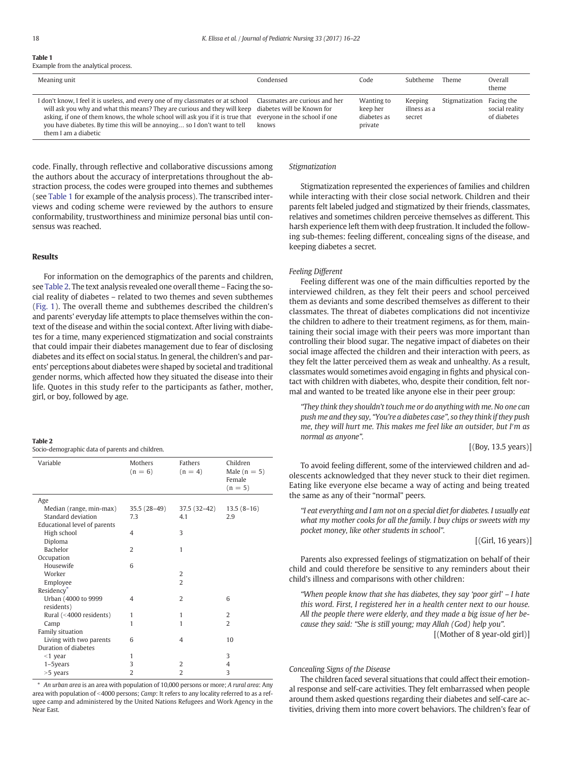**Table 1**
Example from the analytical process.

| Meaning unit | Condensed | Code | Subtheme | Theme | Overall theme |
|---|---|---|---|---|---|
| I don't know, I feel it is useless, and every one of my classmates or at school will ask you why and what this means? They are curious and they will keep asking, if one of them knows, the whole school will ask you if it is true that you have diabetes. By time this will be annoying… so I don't want to tell them I am a diabetic | Classmates are curious and her diabetes will be Known for everyone in the school if one knows | Wanting to keep her diabetes as private | Keeping illness as a secret | Stigmatization | Facing the social reality of diabetes |

code. Finally, through reflective and collaborative discussions among the authors about the accuracy of interpretations throughout the abstraction process, the codes were grouped into themes and subthemes (see Table 1 for example of the analysis process). The transcribed interviews and coding scheme were reviewed by the authors to ensure conformability, trustworthiness and minimize personal bias until consensus was reached.

## Results

For information on the demographics of the parents and children, see Table 2. The text analysis revealed one overall theme – Facing the social reality of diabetes – related to two themes and seven subthemes (Fig. 1). The overall theme and subthemes described the children's and parents' everyday life attempts to place themselves within the context of the disease and within the social context. After living with diabetes for a time, many experienced stigmatization and social constraints that could impair their diabetes management due to fear of disclosing diabetes and its effect on social status. In general, the children's and parents' perceptions about diabetes were shaped by societal and traditional gender norms, which affected how they situated the disease into their life. Quotes in this study refer to the participants as father, mother, girl, or boy, followed by age.

**Table 2**
Socio-demographic data of parents and children.

| Variable | Mothers (n = 6) | Fathers (n = 4) | Children Male (n = 5) Female (n = 5) |
|---|---|---|---|
| Age | | | |
| Median (range, min-max) | 35.5 (28–49) | 37.5 (32–42) | 13.5 (8–16) |
| Standard deviation | 7.3 | 4.1 | 2.9 |
| Educational level of parents | | | |
| High school | 4 | 3 | |
| Diploma | | | |
| Bachelor | 2 | 1 | |
| Occupation | | | |
| Housewife | 6 | | |
| Worker | | 2 | |
| Employee | | 2 | |
| Residency* | | | |
| Urban (4000 to 9999 residents) | 4 | 2 | 6 |
| Rural (<4000 residents) | 1 | 1 | 2 |
| Camp | 1 | 1 | 2 |
| Family situation | | | |
| Living with two parents | 6 | 4 | 10 |
| Duration of diabetes | | | |
| <1 year | 1 | | 3 |
| 1–5years | 3 | 2 | 4 |
| >5 years | 2 | 2 | 3 |

\* *An urban area* is an area with population of 10,000 persons or more; *A rural area*: Any area with population of <4000 persons; *Camp*: It refers to any locality referred to as a refugee camp and administered by the United Nations Refugees and Work Agency in the Near East.

### Stigmatization

Stigmatization represented the experiences of families and children while interacting with their close social network. Children and their parents felt labeled judged and stigmatized by their friends, classmates, relatives and sometimes children perceive themselves as different. This harsh experience left them with deep frustration. It included the following sub-themes: feeling different, concealing signs of the disease, and keeping diabetes a secret.

#### Feeling Different

Feeling different was one of the main difficulties reported by the interviewed children, as they felt their peers and school perceived them as deviants and some described themselves as different to their classmates. The threat of diabetes complications did not incentivize the children to adhere to their treatment regimens, as for them, maintaining their social image with their peers was more important than controlling their blood sugar. The negative impact of diabetes on their social image affected the children and their interaction with peers, as they felt the latter perceived them as weak and unhealthy. As a result, classmates would sometimes avoid engaging in fights and physical contact with children with diabetes, who, despite their condition, felt normal and wanted to be treated like anyone else in their peer group:

> *"They think they shouldn't touch me or do anything with me. No one can push me and they say, "You're a diabetes case", so they think if they push me, they will hurt me. This makes me feel like an outsider, but I'm as normal as anyone".*
>
> [(Boy, 13.5 years)]

To avoid feeling different, some of the interviewed children and adolescents acknowledged that they never stuck to their diet regimen. Eating like everyone else became a way of acting and being treated the same as any of their "normal" peers.

> *"I eat everything and I am not on a special diet for diabetes. I usually eat what my mother cooks for all the family. I buy chips or sweets with my pocket money, like other students in school".*
>
> [(Girl, 16 years)]

Parents also expressed feelings of stigmatization on behalf of their child and could therefore be sensitive to any reminders about their child's illness and comparisons with other children:

> *"When people know that she has diabetes, they say 'poor girl' – I hate this word. First, I registered her in a health center next to our house. All the people there were elderly, and they made a big issue of her because they said: "She is still young; may Allah (God) help you".*
>
> [(Mother of 8 year-old girl)]

#### Concealing Signs of the Disease

The children faced several situations that could affect their emotional response and self-care activities. They felt embarrassed when people around them asked questions regarding their diabetes and self-care activities, driving them into more covert behaviors. The children's fear of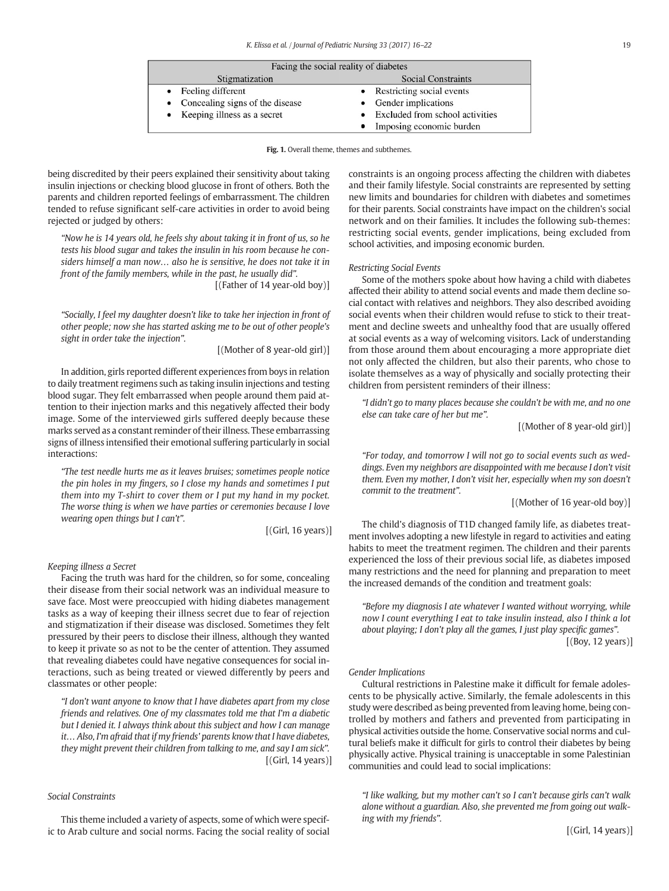| Facing the social reality of diabetes | |
|---|---|
| Stigmatization | Social Constraints |
| • Feeling different<br>• Concealing signs of the disease<br>• Keeping illness as a secret | • Restricting social events<br>• Gender implications<br>• Excluded from school activities<br>• Imposing economic burden |

**Fig. 1.** Overall theme, themes and subthemes.

being discredited by their peers explained their sensitivity about taking insulin injections or checking blood glucose in front of others. Both the parents and children reported feelings of embarrassment. The children tended to refuse significant self-care activities in order to avoid being rejected or judged by others:

> *"Now he is 14 years old, he feels shy about taking it in front of us, so he tests his blood sugar and takes the insulin in his room because he considers himself a man now… also he is sensitive, he does not take it in front of the family members, while in the past, he usually did".*
>
> [(Father of 14 year-old boy)]

> *"Socially, I feel my daughter doesn't like to take her injection in front of other people; now she has started asking me to be out of other people's sight in order take the injection".*
>
> [(Mother of 8 year-old girl)]

In addition, girls reported different experiences from boys in relation to daily treatment regimens such as taking insulin injections and testing blood sugar. They felt embarrassed when people around them paid attention to their injection marks and this negatively affected their body image. Some of the interviewed girls suffered deeply because these marks served as a constant reminder of their illness. These embarrassing signs of illness intensified their emotional suffering particularly in social interactions:

> *"The test needle hurts me as it leaves bruises; sometimes people notice the pin holes in my fingers, so I close my hands and sometimes I put them into my T-shirt to cover them or I put my hand in my pocket. The worse thing is when we have parties or ceremonies because I love wearing open things but I can't".*
>
> [(Girl, 16 years)]

*Keeping illness a Secret*

Facing the truth was hard for the children, so for some, concealing their disease from their social network was an individual measure to save face. Most were preoccupied with hiding diabetes management tasks as a way of keeping their illness secret due to fear of rejection and stigmatization if their disease was disclosed. Sometimes they felt pressured by their peers to disclose their illness, although they wanted to keep it private so as not to be the center of attention. They assumed that revealing diabetes could have negative consequences for social interactions, such as being treated or viewed differently by peers and classmates or other people:

> *"I don't want anyone to know that I have diabetes apart from my close friends and relatives. One of my classmates told me that I'm a diabetic but I denied it. I always think about this subject and how I can manage it… Also, I'm afraid that if my friends' parents know that I have diabetes, they might prevent their children from talking to me, and say I am sick".*
>
> [(Girl, 14 years)]

*Social Constraints*

This theme included a variety of aspects, some of which were specific to Arab culture and social norms. Facing the social reality of social constraints is an ongoing process affecting the children with diabetes and their family lifestyle. Social constraints are represented by setting new limits and boundaries for children with diabetes and sometimes for their parents. Social constraints have impact on the children's social network and on their families. It includes the following sub-themes: restricting social events, gender implications, being excluded from school activities, and imposing economic burden.

*Restricting Social Events*

Some of the mothers spoke about how having a child with diabetes affected their ability to attend social events and made them decline social contact with relatives and neighbors. They also described avoiding social events when their children would refuse to stick to their treatment and decline sweets and unhealthy food that are usually offered at social events as a way of welcoming visitors. Lack of understanding from those around them about encouraging a more appropriate diet not only affected the children, but also their parents, who chose to isolate themselves as a way of physically and socially protecting their children from persistent reminders of their illness:

> *"I didn't go to many places because she couldn't be with me, and no one else can take care of her but me".*
>
> [(Mother of 8 year-old girl)]

> *"For today, and tomorrow I will not go to social events such as weddings. Even my neighbors are disappointed with me because I don't visit them. Even my mother, I don't visit her, especially when my son doesn't commit to the treatment".*
>
> [(Mother of 16 year-old boy)]

The child's diagnosis of T1D changed family life, as diabetes treatment involves adopting a new lifestyle in regard to activities and eating habits to meet the treatment regimen. The children and their parents experienced the loss of their previous social life, as diabetes imposed many restrictions and the need for planning and preparation to meet the increased demands of the condition and treatment goals:

> *"Before my diagnosis I ate whatever I wanted without worrying, while now I count everything I eat to take insulin instead, also I think a lot about playing; I don't play all the games, I just play specific games".*
>
> [(Boy, 12 years)]

*Gender Implications*

Cultural restrictions in Palestine make it difficult for female adolescents to be physically active. Similarly, the female adolescents in this study were described as being prevented from leaving home, being controlled by mothers and fathers and prevented from participating in physical activities outside the home. Conservative social norms and cultural beliefs make it difficult for girls to control their diabetes by being physically active. Physical training is unacceptable in some Palestinian communities and could lead to social implications:

> *"I like walking, but my mother can't so I can't because girls can't walk alone without a guardian. Also, she prevented me from going out walking with my friends".*
>
> [(Girl, 14 years)]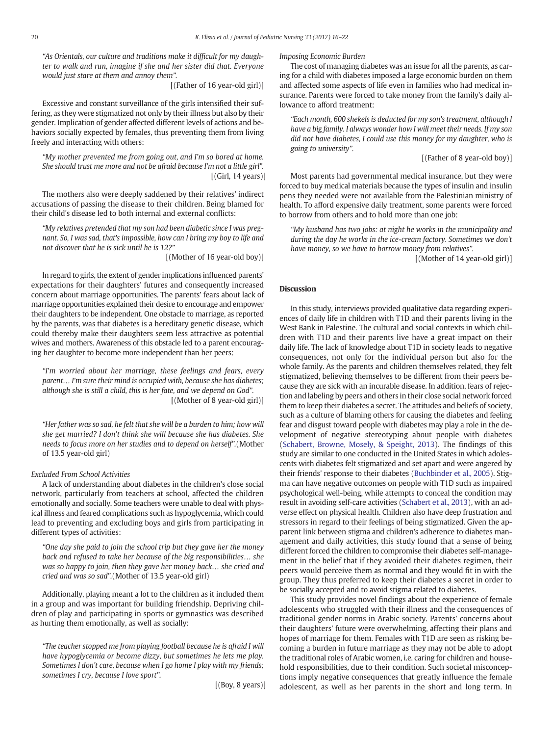*"As Orientals, our culture and traditions make it difficult for my daughter to walk and run, imagine if she and her sister did that. Everyone would just stare at them and annoy them".*

[(Father of 16 year-old girl)]

Excessive and constant surveillance of the girls intensified their suffering, as they were stigmatized not only by their illness but also by their gender. Implication of gender affected different levels of actions and behaviors socially expected by females, thus preventing them from living freely and interacting with others:

*"My mother prevented me from going out, and I'm so bored at home. She should trust me more and not be afraid because I'm not a little girl".*

[(Girl, 14 years)]

The mothers also were deeply saddened by their relatives' indirect accusations of passing the disease to their children. Being blamed for their child's disease led to both internal and external conflicts:

*"My relatives pretended that my son had been diabetic since I was pregnant. So, I was sad, that's impossible, how can I bring my boy to life and not discover that he is sick until he is 12?"*

[(Mother of 16 year-old boy)]

In regard to girls, the extent of gender implications influenced parents' expectations for their daughters' futures and consequently increased concern about marriage opportunities. The parents' fears about lack of marriage opportunities explained their desire to encourage and empower their daughters to be independent. One obstacle to marriage, as reported by the parents, was that diabetes is a hereditary genetic disease, which could thereby make their daughters seem less attractive as potential wives and mothers. Awareness of this obstacle led to a parent encouraging her daughter to become more independent than her peers:

*"I'm worried about her marriage, these feelings and fears, every parent… I'm sure their mind is occupied with, because she has diabetes; although she is still a child, this is her fate, and we depend on God".*

[(Mother of 8 year-old girl)]

*"Her father was so sad, he felt that she will be a burden to him; how will she get married? I don't think she will because she has diabetes. She needs to focus more on her studies and to depend on herself".*(Mother of 13.5 year-old girl)

*Excluded From School Activities*

A lack of understanding about diabetes in the children's close social network, particularly from teachers at school, affected the children emotionally and socially. Some teachers were unable to deal with physical illness and feared complications such as hypoglycemia, which could lead to preventing and excluding boys and girls from participating in different types of activities:

*"One day she paid to join the school trip but they gave her the money back and refused to take her because of the big responsibilities… she was so happy to join, then they gave her money back… she cried and cried and was so sad".*(Mother of 13.5 year-old girl)

Additionally, playing meant a lot to the children as it included them in a group and was important for building friendship. Depriving children of play and participating in sports or gymnastics was described as hurting them emotionally, as well as socially:

*"The teacher stopped me from playing football because he is afraid I will have hypoglycemia or become dizzy, but sometimes he lets me play. Sometimes I don't care, because when I go home I play with my friends; sometimes I cry, because I love sport".*

[(Boy, 8 years)]

*Imposing Economic Burden*

The cost of managing diabetes was an issue for all the parents, as caring for a child with diabetes imposed a large economic burden on them and affected some aspects of life even in families who had medical insurance. Parents were forced to take money from the family's daily allowance to afford treatment:

*"Each month, 600 shekels is deducted for my son's treatment, although I have a big family. I always wonder how I will meet their needs. If my son did not have diabetes, I could use this money for my daughter, who is going to university".*

[(Father of 8 year-old boy)]

Most parents had governmental medical insurance, but they were forced to buy medical materials because the types of insulin and insulin pens they needed were not available from the Palestinian ministry of health. To afford expensive daily treatment, some parents were forced to borrow from others and to hold more than one job:

*"My husband has two jobs: at night he works in the municipality and during the day he works in the ice-cream factory. Sometimes we don't have money, so we have to borrow money from relatives".*

[(Mother of 14 year-old girl)]

## Discussion

In this study, interviews provided qualitative data regarding experiences of daily life in children with T1D and their parents living in the West Bank in Palestine. The cultural and social contexts in which children with T1D and their parents live have a great impact on their daily life. The lack of knowledge about T1D in society leads to negative consequences, not only for the individual person but also for the whole family. As the parents and children themselves related, they felt stigmatized, believing themselves to be different from their peers because they are sick with an incurable disease. In addition, fears of rejection and labeling by peers and others in their close social network forced them to keep their diabetes a secret. The attitudes and beliefs of society, such as a culture of blaming others for causing the diabetes and feeling fear and disgust toward people with diabetes may play a role in the development of negative stereotyping about people with diabetes (Schabert, Browne, Mosely, & Speight, 2013). The findings of this study are similar to one conducted in the United States in which adolescents with diabetes felt stigmatized and set apart and were angered by their friends' response to their diabetes (Buchbinder et al., 2005). Stigma can have negative outcomes on people with T1D such as impaired psychological well-being, while attempts to conceal the condition may result in avoiding self-care activities (Schabert et al., 2013), with an adverse effect on physical health. Children also have deep frustration and stressors in regard to their feelings of being stigmatized. Given the apparent link between stigma and children's adherence to diabetes management and daily activities, this study found that a sense of being different forced the children to compromise their diabetes self-management in the belief that if they avoided their diabetes regimen, their peers would perceive them as normal and they would fit in with the group. They thus preferred to keep their diabetes a secret in order to be socially accepted and to avoid stigma related to diabetes.

This study provides novel findings about the experience of female adolescents who struggled with their illness and the consequences of traditional gender norms in Arabic society. Parents' concerns about their daughters' future were overwhelming, affecting their plans and hopes of marriage for them. Females with T1D are seen as risking becoming a burden in future marriage as they may not be able to adopt the traditional roles of Arabic women, i.e. caring for children and household responsibilities, due to their condition. Such societal misconceptions imply negative consequences that greatly influence the female adolescent, as well as her parents in the short and long term. In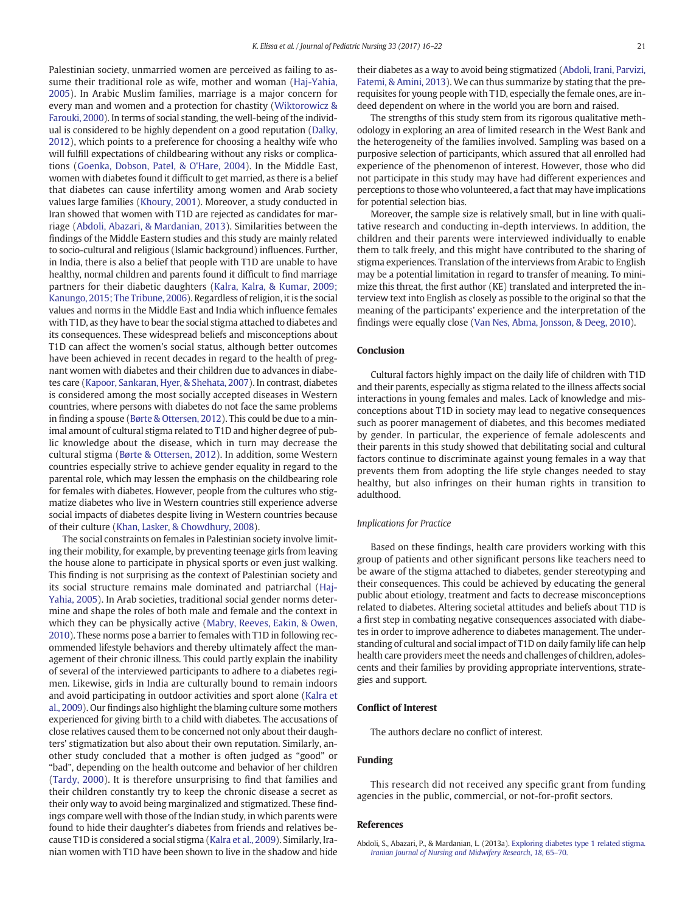Palestinian society, unmarried women are perceived as failing to assume their traditional role as wife, mother and woman (Haj-Yahia, 2005). In Arabic Muslim families, marriage is a major concern for every man and women and a protection for chastity (Wiktorowicz & Farouki, 2000). In terms of social standing, the well-being of the individual is considered to be highly dependent on a good reputation (Dalky, 2012), which points to a preference for choosing a healthy wife who will fulfill expectations of childbearing without any risks or complications (Goenka, Dobson, Patel, & O'Hare, 2004). In the Middle East, women with diabetes found it difficult to get married, as there is a belief that diabetes can cause infertility among women and Arab society values large families (Khoury, 2001). Moreover, a study conducted in Iran showed that women with T1D are rejected as candidates for marriage (Abdoli, Abazari, & Mardanian, 2013). Similarities between the findings of the Middle Eastern studies and this study are mainly related to socio-cultural and religious (Islamic background) influences. Further, in India, there is also a belief that people with T1D are unable to have healthy, normal children and parents found it difficult to find marriage partners for their diabetic daughters (Kalra, Kalra, & Kumar, 2009; Kanungo, 2015; The Tribune, 2006). Regardless of religion, it is the social values and norms in the Middle East and India which influence females with T1D, as they have to bear the social stigma attached to diabetes and its consequences. These widespread beliefs and misconceptions about T1D can affect the women's social status, although better outcomes have been achieved in recent decades in regard to the health of pregnant women with diabetes and their children due to advances in diabetes care (Kapoor, Sankaran, Hyer, & Shehata, 2007). In contrast, diabetes is considered among the most socially accepted diseases in Western countries, where persons with diabetes do not face the same problems in finding a spouse (Børte & Ottersen, 2012). This could be due to a minimal amount of cultural stigma related to T1D and higher degree of public knowledge about the disease, which in turn may decrease the cultural stigma (Børte & Ottersen, 2012). In addition, some Western countries especially strive to achieve gender equality in regard to the parental role, which may lessen the emphasis on the childbearing role for females with diabetes. However, people from the cultures who stigmatize diabetes who live in Western countries still experience adverse social impacts of diabetes despite living in Western countries because of their culture (Khan, Lasker, & Chowdhury, 2008).

The social constraints on females in Palestinian society involve limiting their mobility, for example, by preventing teenage girls from leaving the house alone to participate in physical sports or even just walking. This finding is not surprising as the context of Palestinian society and its social structure remains male dominated and patriarchal (Haj-Yahia, 2005). In Arab societies, traditional social gender norms determine and shape the roles of both male and female and the context in which they can be physically active (Mabry, Reeves, Eakin, & Owen, 2010). These norms pose a barrier to females with T1D in following recommended lifestyle behaviors and thereby ultimately affect the management of their chronic illness. This could partly explain the inability of several of the interviewed participants to adhere to a diabetes regimen. Likewise, girls in India are culturally bound to remain indoors and avoid participating in outdoor activities and sport alone (Kalra et al., 2009). Our findings also highlight the blaming culture some mothers experienced for giving birth to a child with diabetes. The accusations of close relatives caused them to be concerned not only about their daughters' stigmatization but also about their own reputation. Similarly, another study concluded that a mother is often judged as "good" or "bad", depending on the health outcome and behavior of her children (Tardy, 2000). It is therefore unsurprising to find that families and their children constantly try to keep the chronic disease a secret as their only way to avoid being marginalized and stigmatized. These findings compare well with those of the Indian study, in which parents were found to hide their daughter's diabetes from friends and relatives because T1D is considered a social stigma (Kalra et al., 2009). Similarly, Iranian women with T1D have been shown to live in the shadow and hide their diabetes as a way to avoid being stigmatized (Abdoli, Irani, Parvizi, Fatemi, & Amini, 2013). We can thus summarize by stating that the prerequisites for young people with T1D, especially the female ones, are indeed dependent on where in the world you are born and raised.

The strengths of this study stem from its rigorous qualitative methodology in exploring an area of limited research in the West Bank and the heterogeneity of the families involved. Sampling was based on a purposive selection of participants, which assured that all enrolled had experience of the phenomenon of interest. However, those who did not participate in this study may have had different experiences and perceptions to those who volunteered, a fact that may have implications for potential selection bias.

Moreover, the sample size is relatively small, but in line with qualitative research and conducting in-depth interviews. In addition, the children and their parents were interviewed individually to enable them to talk freely, and this might have contributed to the sharing of stigma experiences. Translation of the interviews from Arabic to English may be a potential limitation in regard to transfer of meaning. To minimize this threat, the first author (KE) translated and interpreted the interview text into English as closely as possible to the original so that the meaning of the participants' experience and the interpretation of the findings were equally close (Van Nes, Abma, Jonsson, & Deeg, 2010).

## Conclusion

Cultural factors highly impact on the daily life of children with T1D and their parents, especially as stigma related to the illness affects social interactions in young females and males. Lack of knowledge and misconceptions about T1D in society may lead to negative consequences such as poorer management of diabetes, and this becomes mediated by gender. In particular, the experience of female adolescents and their parents in this study showed that debilitating social and cultural factors continue to discriminate against young females in a way that prevents them from adopting the life style changes needed to stay healthy, but also infringes on their human rights in transition to adulthood.

### *Implications for Practice*

Based on these findings, health care providers working with this group of patients and other significant persons like teachers need to be aware of the stigma attached to diabetes, gender stereotyping and their consequences. This could be achieved by educating the general public about etiology, treatment and facts to decrease misconceptions related to diabetes. Altering societal attitudes and beliefs about T1D is a first step in combating negative consequences associated with diabetes in order to improve adherence to diabetes management. The understanding of cultural and social impact of T1D on daily family life can help health care providers meet the needs and challenges of children, adolescents and their families by providing appropriate interventions, strategies and support.

## Conflict of Interest

The authors declare no conflict of interest.

## Funding

This research did not received any specific grant from funding agencies in the public, commercial, or not-for-profit sectors.

## References

Abdoli, S., Abazari, P., & Mardanian, L. (2013a). Exploring diabetes type 1 related stigma. *Iranian Journal of Nursing and Midwifery Research*, *18*, 65–70.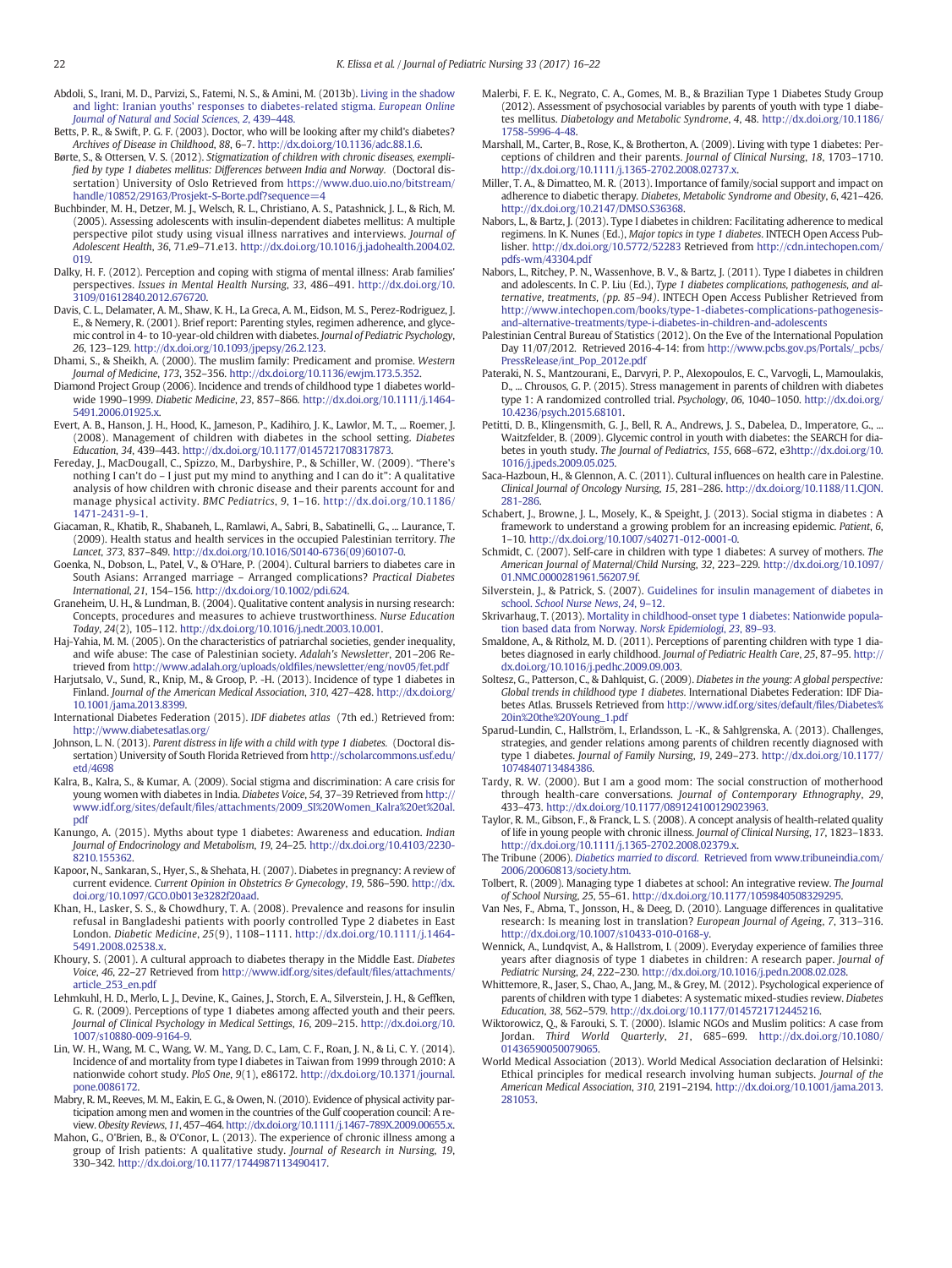Abdoli, S., Irani, M. D., Parvizi, S., Fatemi, N. S., & Amini, M. (2013b). Living in the shadow and light: Iranian youths' responses to diabetes-related stigma. *European Online Journal of Natural and Social Sciences*, *2*, 439–448.

Betts, P. R., & Swift, P. G. F. (2003). Doctor, who will be looking after my child's diabetes? *Archives of Disease in Childhood*, *88*, 6–7. http://dx.doi.org/10.1136/adc.88.1.6.

Børte, S., & Ottersen, V. S. (2012). *Stigmatization of children with chronic diseases, exemplified by type 1 diabetes mellitus: Differences between India and Norway*. (Doctoral dissertation) University of Oslo Retrieved from https://www.duo.uio.no/bitstream/handle/10852/29163/Prosjekt-S-Borte.pdf?sequence=4

Buchbinder, M. H., Detzer, M. J., Welsch, R. L., Christiano, A. S., Patashnick, J. L., & Rich, M. (2005). Assessing adolescents with insulin-dependent diabetes mellitus: A multiple perspective pilot study using visual illness narratives and interviews. *Journal of Adolescent Health*, *36*, 71.e9–71.e13. http://dx.doi.org/10.1016/j.jadohealth.2004.02.019.

Dalky, H. F. (2012). Perception and coping with stigma of mental illness: Arab families' perspectives. *Issues in Mental Health Nursing*, *33*, 486–491. http://dx.doi.org/10.3109/01612840.2012.676720.

Davis, C. L., Delamater, A. M., Shaw, K. H., La Greca, A. M., Eidson, M. S., Perez-Rodriguez, J. E., & Nemery, R. (2001). Brief report: Parenting styles, regimen adherence, and glycemic control in 4- to 10-year-old children with diabetes. *Journal of Pediatric Psychology*, *26*, 123–129. http://dx.doi.org/10.1093/jpepsy/26.2.123.

Dhami, S., & Sheikh, A. (2000). The muslim family: Predicament and promise. *Western Journal of Medicine*, *173*, 352–356. http://dx.doi.org/10.1136/ewjm.173.5.352.

Diamond Project Group (2006). Incidence and trends of childhood type 1 diabetes worldwide 1990–1999. *Diabetic Medicine*, *23*, 857–866. http://dx.doi.org/10.1111/j.1464-5491.2006.01925.x.

Evert, A. B., Hanson, J. H., Hood, K., Jameson, P., Kadihiro, J. K., Lawlor, M. T., ... Roemer, J. (2008). Management of children with diabetes in the school setting. *Diabetes Education*, *34*, 439–443. http://dx.doi.org/10.1177/0145721708317873.

Fereday, J., MacDougall, C., Spizzo, M., Darbyshire, P., & Schiller, W. (2009). "There's nothing I can't do – I just put my mind to anything and I can do it": A qualitative analysis of how children with chronic disease and their parents account for and manage physical activity. *BMC Pediatrics*, *9*, 1–16. http://dx.doi.org/10.1186/1471-2431-9-1.

Giacaman, R., Khatib, R., Shabaneh, L., Ramlawi, A., Sabri, B., Sabatinelli, G., ... Laurance, T. (2009). Health status and health services in the occupied Palestinian territory. *The Lancet*, *373*, 837–849. http://dx.doi.org/10.1016/S0140-6736(09)60107-0.

Goenka, N., Dobson, L., Patel, V., & O'Hare, P. (2004). Cultural barriers to diabetes care in South Asians: Arranged marriage – Arranged complications? *Practical Diabetes International*, *21*, 154–156. http://dx.doi.org/10.1002/pdi.624.

Graneheim, U. H., & Lundman, B. (2004). Qualitative content analysis in nursing research: Concepts, procedures and measures to achieve trustworthiness. *Nurse Education Today*, *24*(2), 105–112. http://dx.doi.org/10.1016/j.nedt.2003.10.001.

Haj-Yahia, M. M. (2005). On the characteristics of patriarchal societies, gender inequality, and wife abuse: The case of Palestinian society. *Adalah's Newsletter*, 201–206 Retrieved from http://www.adalah.org/uploads/oldfiles/newsletter/eng/nov05/fet.pdf

Harjutsalo, V., Sund, R., Knip, M., & Groop, P. -H. (2013). Incidence of type 1 diabetes in Finland. *Journal of the American Medical Association*, *310*, 427–428. http://dx.doi.org/10.1001/jama.2013.8399.

International Diabetes Federation (2015). *IDF diabetes atlas* (7th ed.) Retrieved from: http://www.diabetesatlas.org/

Johnson, L. N. (2013). *Parent distress in life with a child with type 1 diabetes*. (Doctoral dissertation) University of South Florida Retrieved from http://scholarcommons.usf.edu/etd/4698

Kalra, B., Kalra, S., & Kumar, A. (2009). Social stigma and discrimination: A care crisis for young women with diabetes in India. *Diabetes Voice*, *54*, 37–39 Retrieved from http://www.idf.org/sites/default/files/attachments/2009_SI%20Women_Kalra%20et%20al.pdf

Kanungo, A. (2015). Myths about type 1 diabetes: Awareness and education. *Indian Journal of Endocrinology and Metabolism*, *19*, 24–25. http://dx.doi.org/10.4103/2230-8210.155362.

Kapoor, N., Sankaran, S., Hyer, S., & Shehata, H. (2007). Diabetes in pregnancy: A review of current evidence. *Current Opinion in Obstetrics & Gynecology*, *19*, 586–590. http://dx.doi.org/10.1097/GCO.0b013e3282f20aad.

Khan, H., Lasker, S. S., & Chowdhury, T. A. (2008). Prevalence and reasons for insulin refusal in Bangladeshi patients with poorly controlled Type 2 diabetes in East London. *Diabetic Medicine*, *25*(9), 1108–1111. http://dx.doi.org/10.1111/j.1464-5491.2008.02538.x.

Khoury, S. (2001). A cultural approach to diabetes therapy in the Middle East. *Diabetes Voice*, *46*, 22–27 Retrieved from http://www.idf.org/sites/default/files/attachments/article_253_en.pdf

Lehmkuhl, H. D., Merlo, L. J., Devine, K., Gaines, J., Storch, E. A., Silverstein, J. H., & Geffken, G. R. (2009). Perceptions of type 1 diabetes among affected youth and their peers. *Journal of Clinical Psychology in Medical Settings*, *16*, 209–215. http://dx.doi.org/10.1007/s10880-009-9164-9.

Lin, W. H., Wang, M. C., Wang, W. M., Yang, D. C., Lam, C. F., Roan, J. N., & Li, C. Y. (2014). Incidence of and mortality from type I diabetes in Taiwan from 1999 through 2010: A nationwide cohort study. *PloS One*, *9*(1), e86172. http://dx.doi.org/10.1371/journal.pone.0086172.

Mabry, R. M., Reeves, M. M., Eakin, E. G., & Owen, N. (2010). Evidence of physical activity participation among men and women in the countries of the Gulf cooperation council: A review. *Obesity Reviews*, *11*, 457–464. http://dx.doi.org/10.1111/j.1467-789X.2009.00655.x.

Mahon, G., O'Brien, B., & O'Conor, L. (2013). The experience of chronic illness among a group of Irish patients: A qualitative study. *Journal of Research in Nursing*, *19*, 330–342. http://dx.doi.org/10.1177/1744987113490417.

Malerbi, F. E. K., Negrato, C. A., Gomes, M. B., & Brazilian Type 1 Diabetes Study Group (2012). Assessment of psychosocial variables by parents of youth with type 1 diabetes mellitus. *Diabetology and Metabolic Syndrome*, *4*, 48. http://dx.doi.org/10.1186/1758-5996-4-48.

Marshall, M., Carter, B., Rose, K., & Brotherton, A. (2009). Living with type 1 diabetes: Perceptions of children and their parents. *Journal of Clinical Nursing*, *18*, 1703–1710. http://dx.doi.org/10.1111/j.1365-2702.2008.02737.x.

Miller, T. A., & Dimatteo, M. R. (2013). Importance of family/social support and impact on adherence to diabetic therapy. *Diabetes, Metabolic Syndrome and Obesity*, *6*, 421–426. http://dx.doi.org/10.2147/DMSO.S36368.

Nabors, L., & Bartz, J. (2013). Type I diabetes in children: Facilitating adherence to medical regimens. In K. Nunes (Ed.), *Major topics in type 1 diabetes*. INTECH Open Access Publisher. http://dx.doi.org/10.5772/52283 Retrieved from http://cdn.intechopen.com/pdfs-wm/43304.pdf

Nabors, L., Ritchey, P. N., Wassenhove, B. V., & Bartz, J. (2011). Type I diabetes in children and adolescents. In C. P. Liu (Ed.), *Type 1 diabetes complications, pathogenesis, and alternative, treatments, (pp. 85–94)*. INTECH Open Access Publisher Retrieved from http://www.intechopen.com/books/type-1-diabetes-complications-pathogenesis-and-alternative-treatments/type-i-diabetes-in-children-and-adolescents

Palestinian Central Bureau of Statistics (2012). On the Eve of the International Population Day 11/07/2012. Retrieved 2016-4-14: from http://www.pcbs.gov.ps/Portals/_pcbs/PressRelease/int_Pop_2012e.pdf

Pateraki, N. S., Mantzourani, E., Darvyri, P. P., Alexopoulos, E. C., Varvogli, L., Mamoulakis, D., ... Chrousos, G. P. (2015). Stress management in parents of children with diabetes type 1: A randomized controlled trial. *Psychology*, *06*, 1040–1050. http://dx.doi.org/10.4236/psych.2015.68101.

Petitti, D. B., Klingensmith, G. J., Bell, R. A., Andrews, J. S., Dabelea, D., Imperatore, G., ... Waitzfelder, B. (2009). Glycemic control in youth with diabetes: the SEARCH for diabetes in youth study. *The Journal of Pediatrics*, *155*, 668–672, e3http://dx.doi.org/10.1016/j.jpeds.2009.05.025.

Saca-Hazboun, H., & Glennon, A. C. (2011). Cultural influences on health care in Palestine. *Clinical Journal of Oncology Nursing*, *15*, 281–286. http://dx.doi.org/10.1188/11.CJON.281-286.

Schabert, J., Browne, J. L., Mosely, K., & Speight, J. (2013). Social stigma in diabetes : A framework to understand a growing problem for an increasing epidemic. *Patient*, *6*, 1–10. http://dx.doi.org/10.1007/s40271-012-0001-0.

Schmidt, C. (2007). Self-care in children with type 1 diabetes: A survey of mothers. *The American Journal of Maternal/Child Nursing*, *32*, 223–229. http://dx.doi.org/10.1097/01.NMC.0000281961.56207.9f.

Silverstein, J., & Patrick, S. (2007). Guidelines for insulin management of diabetes in school. *School Nurse News*, *24*, 9–12.

Skrivarhaug, T. (2013). Mortality in childhood-onset type 1 diabetes: Nationwide population based data from Norway. *Norsk Epidemiologi*, *23*, 89–93.

Smaldone, A., & Ritholz, M. D. (2011). Perceptions of parenting children with type 1 diabetes diagnosed in early childhood. *Journal of Pediatric Health Care*, *25*, 87–95. http://dx.doi.org/10.1016/j.pedhc.2009.09.003.

Soltesz, G., Patterson, C., & Dahlquist, G. (2009). *Diabetes in the young: A global perspective: Global trends in childhood type 1 diabetes*. International Diabetes Federation: IDF Diabetes Atlas. Brussels Retrieved from http://www.idf.org/sites/default/files/Diabetes%20in%20the%20Young_1.pdf

Sparud-Lundin, C., Hallström, I., Erlandsson, L. -K., & Sahlgrenska, A. (2013). Challenges, strategies, and gender relations among parents of children recently diagnosed with type 1 diabetes. *Journal of Family Nursing*, *19*, 249–273. http://dx.doi.org/10.1177/1074840713484386.

Tardy, R. W. (2000). But I am a good mom: The social construction of motherhood through health-care conversations. *Journal of Contemporary Ethnography*, *29*, 433–473. http://dx.doi.org/10.1177/089124100129023963.

Taylor, R. M., Gibson, F., & Franck, L. S. (2008). A concept analysis of health-related quality of life in young people with chronic illness. *Journal of Clinical Nursing*, *17*, 1823–1833. http://dx.doi.org/10.1111/j.1365-2702.2008.02379.x.

The Tribune (2006). *Diabetics married to discord*. Retrieved from www.tribuneindia.com/2006/20060813/society.htm.

Tolbert, R. (2009). Managing type 1 diabetes at school: An integrative review. *The Journal of School Nursing*, *25*, 55–61. http://dx.doi.org/10.1177/1059840508329295.

Van Nes, F., Abma, T., Jonsson, H., & Deeg, D. (2010). Language differences in qualitative research: Is meaning lost in translation? *European Journal of Ageing*, *7*, 313–316. http://dx.doi.org/10.1007/s10433-010-0168-y.

Wennick, A., Lundqvist, A., & Hallstrom, I. (2009). Everyday experience of families three years after diagnosis of type 1 diabetes in children: A research paper. *Journal of Pediatric Nursing*, *24*, 222–230. http://dx.doi.org/10.1016/j.pedn.2008.02.028.

Whittemore, R., Jaser, S., Chao, A., Jang, M., & Grey, M. (2012). Psychological experience of parents of children with type 1 diabetes: A systematic mixed-studies review. *Diabetes Education*, *38*, 562–579. http://dx.doi.org/10.1177/0145721712445216.

Wiktorowicz, Q., & Farouki, S. T. (2000). Islamic NGOs and Muslim politics: A case from Jordan. *Third World Quarterly*, *21*, 685–699. http://dx.doi.org/10.1080/01436590050079065.

World Medical Association (2013). World Medical Association declaration of Helsinki: Ethical principles for medical research involving human subjects. *Journal of the American Medical Association*, *310*, 2191–2194. http://dx.doi.org/10.1001/jama.2013.281053.